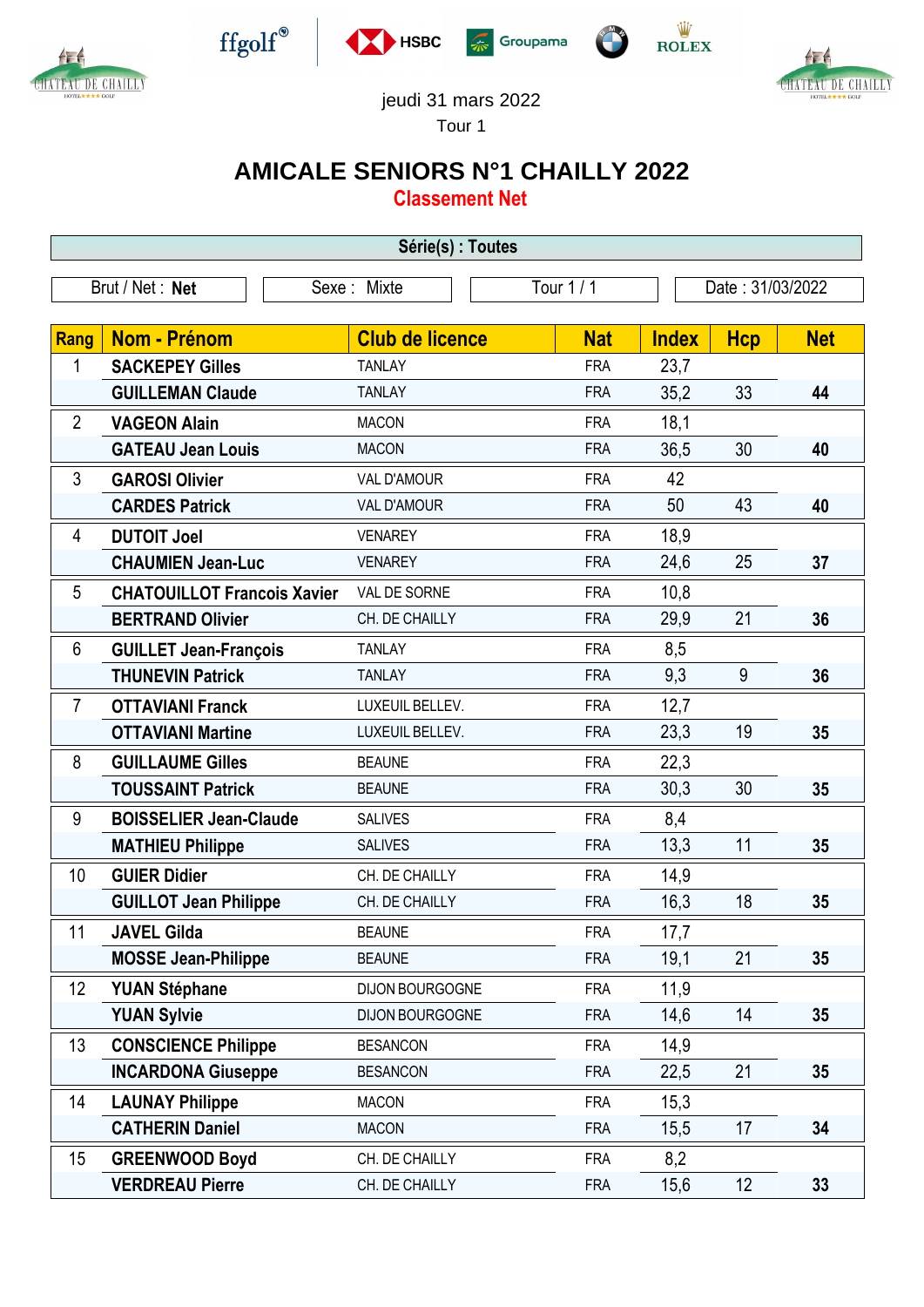jeudi 31 mars 2022

Tour 1

# AMICALE SENIORS N°1 CHAILLY 2022

## Classement Net

| Série(s) : Toutes | | | |
|---|---|---|---|
| Brut / Net : **Net** | Sexe : Mixte | Tour 1 / 1 | Date : 31/03/2022 |

| Rang | Nom - Prénom | Club de licence | Nat | Index | Hcp | Net |
|---|---|---|---|---|---|---|
| 1 | **SACKEPEY Gilles** | TANLAY | FRA | 23,7 | | |
| | **GUILLEMAN Claude** | TANLAY | FRA | 35,2 | 33 | **44** |
| 2 | **VAGEON Alain** | MACON | FRA | 18,1 | | |
| | **GATEAU Jean Louis** | MACON | FRA | 36,5 | 30 | **40** |
| 3 | **GAROSI Olivier** | VAL D'AMOUR | FRA | 42 | | |
| | **CARDES Patrick** | VAL D'AMOUR | FRA | 50 | 43 | **40** |
| 4 | **DUTOIT Joel** | VENAREY | FRA | 18,9 | | |
| | **CHAUMIEN Jean-Luc** | VENAREY | FRA | 24,6 | 25 | **37** |
| 5 | **CHATOUILLOT Francois Xavier** | VAL DE SORNE | FRA | 10,8 | | |
| | **BERTRAND Olivier** | CH. DE CHAILLY | FRA | 29,9 | 21 | **36** |
| 6 | **GUILLET Jean-François** | TANLAY | FRA | 8,5 | | |
| | **THUNEVIN Patrick** | TANLAY | FRA | 9,3 | 9 | **36** |
| 7 | **OTTAVIANI Franck** | LUXEUIL BELLEV. | FRA | 12,7 | | |
| | **OTTAVIANI Martine** | LUXEUIL BELLEV. | FRA | 23,3 | 19 | **35** |
| 8 | **GUILLAUME Gilles** | BEAUNE | FRA | 22,3 | | |
| | **TOUSSAINT Patrick** | BEAUNE | FRA | 30,3 | 30 | **35** |
| 9 | **BOISSELIER Jean-Claude** | SALIVES | FRA | 8,4 | | |
| | **MATHIEU Philippe** | SALIVES | FRA | 13,3 | 11 | **35** |
| 10 | **GUIER Didier** | CH. DE CHAILLY | FRA | 14,9 | | |
| | **GUILLOT Jean Philippe** | CH. DE CHAILLY | FRA | 16,3 | 18 | **35** |
| 11 | **JAVEL Gilda** | BEAUNE | FRA | 17,7 | | |
| | **MOSSE Jean-Philippe** | BEAUNE | FRA | 19,1 | 21 | **35** |
| 12 | **YUAN Stéphane** | DIJON BOURGOGNE | FRA | 11,9 | | |
| | **YUAN Sylvie** | DIJON BOURGOGNE | FRA | 14,6 | 14 | **35** |
| 13 | **CONSCIENCE Philippe** | BESANCON | FRA | 14,9 | | |
| | **INCARDONA Giuseppe** | BESANCON | FRA | 22,5 | 21 | **35** |
| 14 | **LAUNAY Philippe** | MACON | FRA | 15,3 | | |
| | **CATHERIN Daniel** | MACON | FRA | 15,5 | 17 | **34** |
| 15 | **GREENWOOD Boyd** | CH. DE CHAILLY | FRA | 8,2 | | |
| | **VERDREAU Pierre** | CH. DE CHAILLY | FRA | 15,6 | 12 | **33** |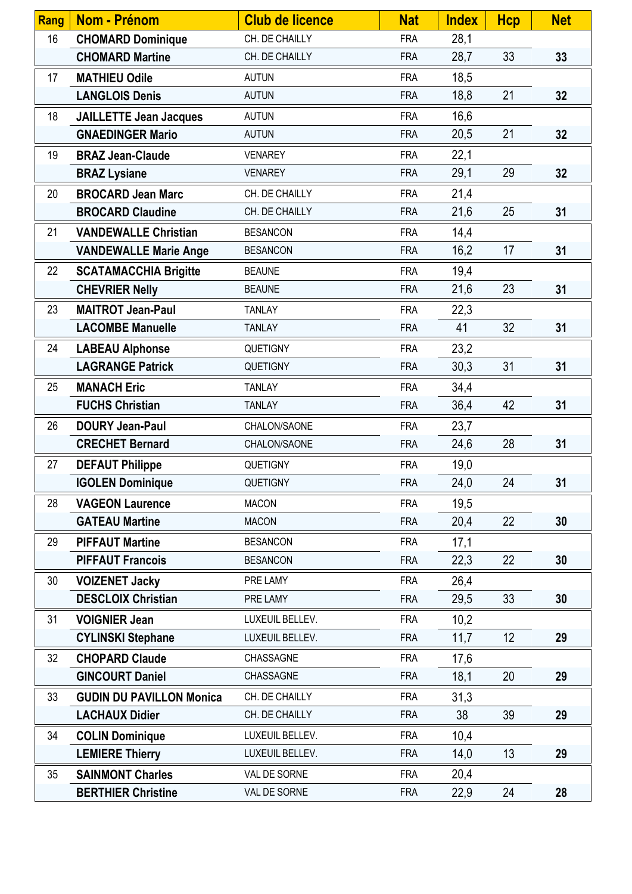| Rang | Nom - Prénom | Club de licence | Nat | Index | Hcp | Net |
|---|---|---|---|---|---|---|
| 16 | **CHOMARD Dominique** | CH. DE CHAILLY | FRA | 28,1 | | |
| | **CHOMARD Martine** | CH. DE CHAILLY | FRA | 28,7 | 33 | **33** |
| 17 | **MATHIEU Odile** | AUTUN | FRA | 18,5 | | |
| | **LANGLOIS Denis** | AUTUN | FRA | 18,8 | 21 | **32** |
| 18 | **JAILLETTE Jean Jacques** | AUTUN | FRA | 16,6 | | |
| | **GNAEDINGER Mario** | AUTUN | FRA | 20,5 | 21 | **32** |
| 19 | **BRAZ Jean-Claude** | VENAREY | FRA | 22,1 | | |
| | **BRAZ Lysiane** | VENAREY | FRA | 29,1 | 29 | **32** |
| 20 | **BROCARD Jean Marc** | CH. DE CHAILLY | FRA | 21,4 | | |
| | **BROCARD Claudine** | CH. DE CHAILLY | FRA | 21,6 | 25 | **31** |
| 21 | **VANDEWALLE Christian** | BESANCON | FRA | 14,4 | | |
| | **VANDEWALLE Marie Ange** | BESANCON | FRA | 16,2 | 17 | **31** |
| 22 | **SCATAMACCHIA Brigitte** | BEAUNE | FRA | 19,4 | | |
| | **CHEVRIER Nelly** | BEAUNE | FRA | 21,6 | 23 | **31** |
| 23 | **MAITROT Jean-Paul** | TANLAY | FRA | 22,3 | | |
| | **LACOMBE Manuelle** | TANLAY | FRA | 41 | 32 | **31** |
| 24 | **LABEAU Alphonse** | QUETIGNY | FRA | 23,2 | | |
| | **LAGRANGE Patrick** | QUETIGNY | FRA | 30,3 | 31 | **31** |
| 25 | **MANACH Eric** | TANLAY | FRA | 34,4 | | |
| | **FUCHS Christian** | TANLAY | FRA | 36,4 | 42 | **31** |
| 26 | **DOURY Jean-Paul** | CHALON/SAONE | FRA | 23,7 | | |
| | **CRECHET Bernard** | CHALON/SAONE | FRA | 24,6 | 28 | **31** |
| 27 | **DEFAUT Philippe** | QUETIGNY | FRA | 19,0 | | |
| | **IGOLEN Dominique** | QUETIGNY | FRA | 24,0 | 24 | **31** |
| 28 | **VAGEON Laurence** | MACON | FRA | 19,5 | | |
| | **GATEAU Martine** | MACON | FRA | 20,4 | 22 | **30** |
| 29 | **PIFFAUT Martine** | BESANCON | FRA | 17,1 | | |
| | **PIFFAUT Francois** | BESANCON | FRA | 22,3 | 22 | **30** |
| 30 | **VOIZENET Jacky** | PRE LAMY | FRA | 26,4 | | |
| | **DESCLOIX Christian** | PRE LAMY | FRA | 29,5 | 33 | **30** |
| 31 | **VOIGNIER Jean** | LUXEUIL BELLEV. | FRA | 10,2 | | |
| | **CYLINSKI Stephane** | LUXEUIL BELLEV. | FRA | 11,7 | 12 | **29** |
| 32 | **CHOPARD Claude** | CHASSAGNE | FRA | 17,6 | | |
| | **GINCOURT Daniel** | CHASSAGNE | FRA | 18,1 | 20 | **29** |
| 33 | **GUDIN DU PAVILLON Monica** | CH. DE CHAILLY | FRA | 31,3 | | |
| | **LACHAUX Didier** | CH. DE CHAILLY | FRA | 38 | 39 | **29** |
| 34 | **COLIN Dominique** | LUXEUIL BELLEV. | FRA | 10,4 | | |
| | **LEMIERE Thierry** | LUXEUIL BELLEV. | FRA | 14,0 | 13 | **29** |
| 35 | **SAINMONT Charles** | VAL DE SORNE | FRA | 20,4 | | |
| | **BERTHIER Christine** | VAL DE SORNE | FRA | 22,9 | 24 | **28** |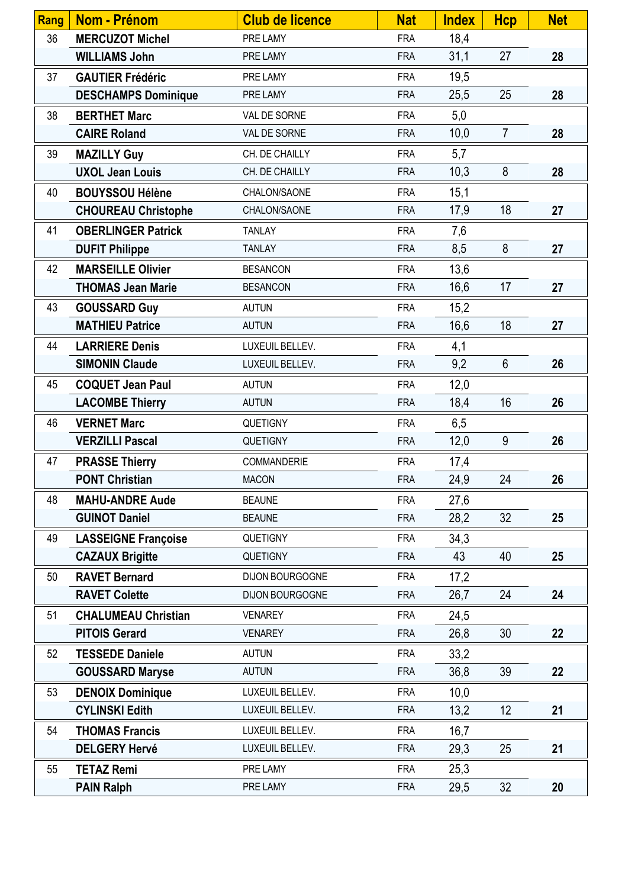| Rang | Nom - Prénom | Club de licence | Nat | Index | Hcp | Net |
|---|---|---|---|---|---|---|
| 36 | **MERCUZOT Michel** | PRE LAMY | FRA | 18,4 | | |
| | **WILLIAMS John** | PRE LAMY | FRA | 31,1 | 27 | **28** |
| 37 | **GAUTIER Frédéric** | PRE LAMY | FRA | 19,5 | | |
| | **DESCHAMPS Dominique** | PRE LAMY | FRA | 25,5 | 25 | **28** |
| 38 | **BERTHET Marc** | VAL DE SORNE | FRA | 5,0 | | |
| | **CAIRE Roland** | VAL DE SORNE | FRA | 10,0 | 7 | **28** |
| 39 | **MAZILLY Guy** | CH. DE CHAILLY | FRA | 5,7 | | |
| | **UXOL Jean Louis** | CH. DE CHAILLY | FRA | 10,3 | 8 | **28** |
| 40 | **BOUYSSOU Hélène** | CHALON/SAONE | FRA | 15,1 | | |
| | **CHOUREAU Christophe** | CHALON/SAONE | FRA | 17,9 | 18 | **27** |
| 41 | **OBERLINGER Patrick** | TANLAY | FRA | 7,6 | | |
| | **DUFIT Philippe** | TANLAY | FRA | 8,5 | 8 | **27** |
| 42 | **MARSEILLE Olivier** | BESANCON | FRA | 13,6 | | |
| | **THOMAS Jean Marie** | BESANCON | FRA | 16,6 | 17 | **27** |
| 43 | **GOUSSARD Guy** | AUTUN | FRA | 15,2 | | |
| | **MATHIEU Patrice** | AUTUN | FRA | 16,6 | 18 | **27** |
| 44 | **LARRIERE Denis** | LUXEUIL BELLEV. | FRA | 4,1 | | |
| | **SIMONIN Claude** | LUXEUIL BELLEV. | FRA | 9,2 | 6 | **26** |
| 45 | **COQUET Jean Paul** | AUTUN | FRA | 12,0 | | |
| | **LACOMBE Thierry** | AUTUN | FRA | 18,4 | 16 | **26** |
| 46 | **VERNET Marc** | QUETIGNY | FRA | 6,5 | | |
| | **VERZILLI Pascal** | QUETIGNY | FRA | 12,0 | 9 | **26** |
| 47 | **PRASSE Thierry** | COMMANDERIE | FRA | 17,4 | | |
| | **PONT Christian** | MACON | FRA | 24,9 | 24 | **26** |
| 48 | **MAHU-ANDRE Aude** | BEAUNE | FRA | 27,6 | | |
| | **GUINOT Daniel** | BEAUNE | FRA | 28,2 | 32 | **25** |
| 49 | **LASSEIGNE Françoise** | QUETIGNY | FRA | 34,3 | | |
| | **CAZAUX Brigitte** | QUETIGNY | FRA | 43 | 40 | **25** |
| 50 | **RAVET Bernard** | DIJON BOURGOGNE | FRA | 17,2 | | |
| | **RAVET Colette** | DIJON BOURGOGNE | FRA | 26,7 | 24 | **24** |
| 51 | **CHALUMEAU Christian** | VENAREY | FRA | 24,5 | | |
| | **PITOIS Gerard** | VENAREY | FRA | 26,8 | 30 | **22** |
| 52 | **TESSEDE Daniele** | AUTUN | FRA | 33,2 | | |
| | **GOUSSARD Maryse** | AUTUN | FRA | 36,8 | 39 | **22** |
| 53 | **DENOIX Dominique** | LUXEUIL BELLEV. | FRA | 10,0 | | |
| | **CYLINSKI Edith** | LUXEUIL BELLEV. | FRA | 13,2 | 12 | **21** |
| 54 | **THOMAS Francis** | LUXEUIL BELLEV. | FRA | 16,7 | | |
| | **DELGERY Hervé** | LUXEUIL BELLEV. | FRA | 29,3 | 25 | **21** |
| 55 | **TETAZ Remi** | PRE LAMY | FRA | 25,3 | | |
| | **PAIN Ralph** | PRE LAMY | FRA | 29,5 | 32 | **20** |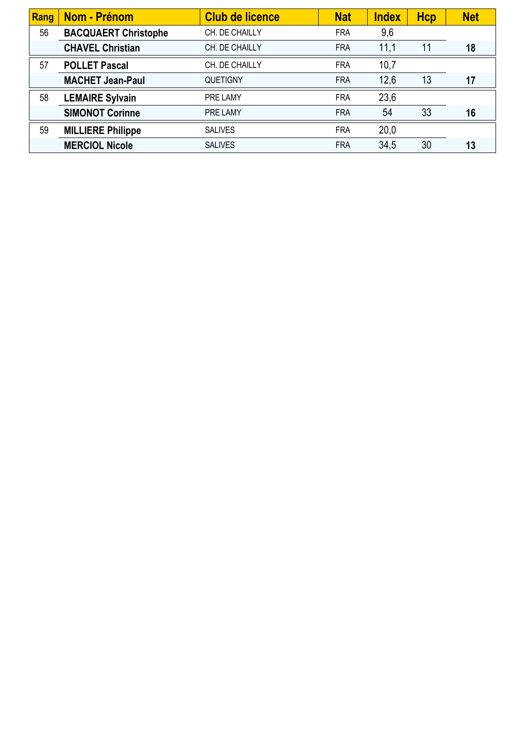| Rang | Nom - Prénom | Club de licence | Nat | Index | Hcp | Net |
|---|---|---|---|---|---|---|
| 56 | **BACQUAERT Christophe** | CH. DE CHAILLY | FRA | 9,6 | | |
| | **CHAVEL Christian** | CH. DE CHAILLY | FRA | 11,1 | 11 | **18** |
| 57 | **POLLET Pascal** | CH. DE CHAILLY | FRA | 10,7 | | |
| | **MACHET Jean-Paul** | QUETIGNY | FRA | 12,6 | 13 | **17** |
| 58 | **LEMAIRE Sylvain** | PRE LAMY | FRA | 23,6 | | |
| | **SIMONOT Corinne** | PRE LAMY | FRA | 54 | 33 | **16** |
| 59 | **MILLIERE Philippe** | SALIVES | FRA | 20,0 | | |
| | **MERCIOL Nicole** | SALIVES | FRA | 34,5 | 30 | **13** |